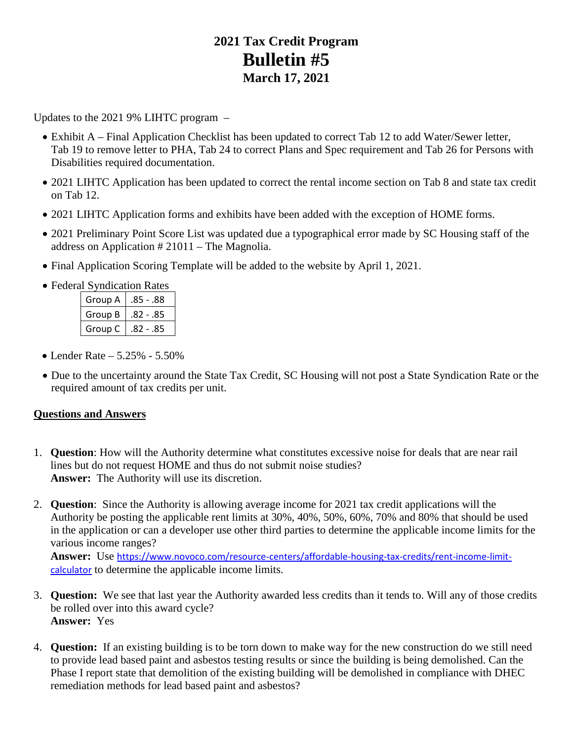# 2021 Tax Credit Program
# Bulletin #5
## March 17, 2021

Updates to the 2021 9% LIHTC program –

- Exhibit A – Final Application Checklist has been updated to correct Tab 12 to add Water/Sewer letter, Tab 19 to remove letter to PHA, Tab 24 to correct Plans and Spec requirement and Tab 26 for Persons with Disabilities required documentation.
- 2021 LIHTC Application has been updated to correct the rental income section on Tab 8 and state tax credit on Tab 12.
- 2021 LIHTC Application forms and exhibits have been added with the exception of HOME forms.
- 2021 Preliminary Point Score List was updated due a typographical error made by SC Housing staff of the address on Application # 21011 – The Magnolia.
- Final Application Scoring Template will be added to the website by April 1, 2021.
- Federal Syndication Rates

| | |
|---|---|
| Group A | .85 - .88 |
| Group B | .82 - .85 |
| Group C | .82 - .85 |

- Lender Rate – 5.25% - 5.50%
- Due to the uncertainty around the State Tax Credit, SC Housing will not post a State Syndication Rate or the required amount of tax credits per unit.

**Questions and Answers**

1. **Question**: How will the Authority determine what constitutes excessive noise for deals that are near rail lines but do not request HOME and thus do not submit noise studies?
   **Answer:** The Authority will use its discretion.

2. **Question**: Since the Authority is allowing average income for 2021 tax credit applications will the Authority be posting the applicable rent limits at 30%, 40%, 50%, 60%, 70% and 80% that should be used in the application or can a developer use other third parties to determine the applicable income limits for the various income ranges?
   **Answer:** Use https://www.novoco.com/resource-centers/affordable-housing-tax-credits/rent-income-limit-calculator to determine the applicable income limits.

3. **Question:** We see that last year the Authority awarded less credits than it tends to. Will any of those credits be rolled over into this award cycle?
   **Answer:** Yes

4. **Question:** If an existing building is to be torn down to make way for the new construction do we still need to provide lead based paint and asbestos testing results or since the building is being demolished. Can the Phase I report state that demolition of the existing building will be demolished in compliance with DHEC remediation methods for lead based paint and asbestos?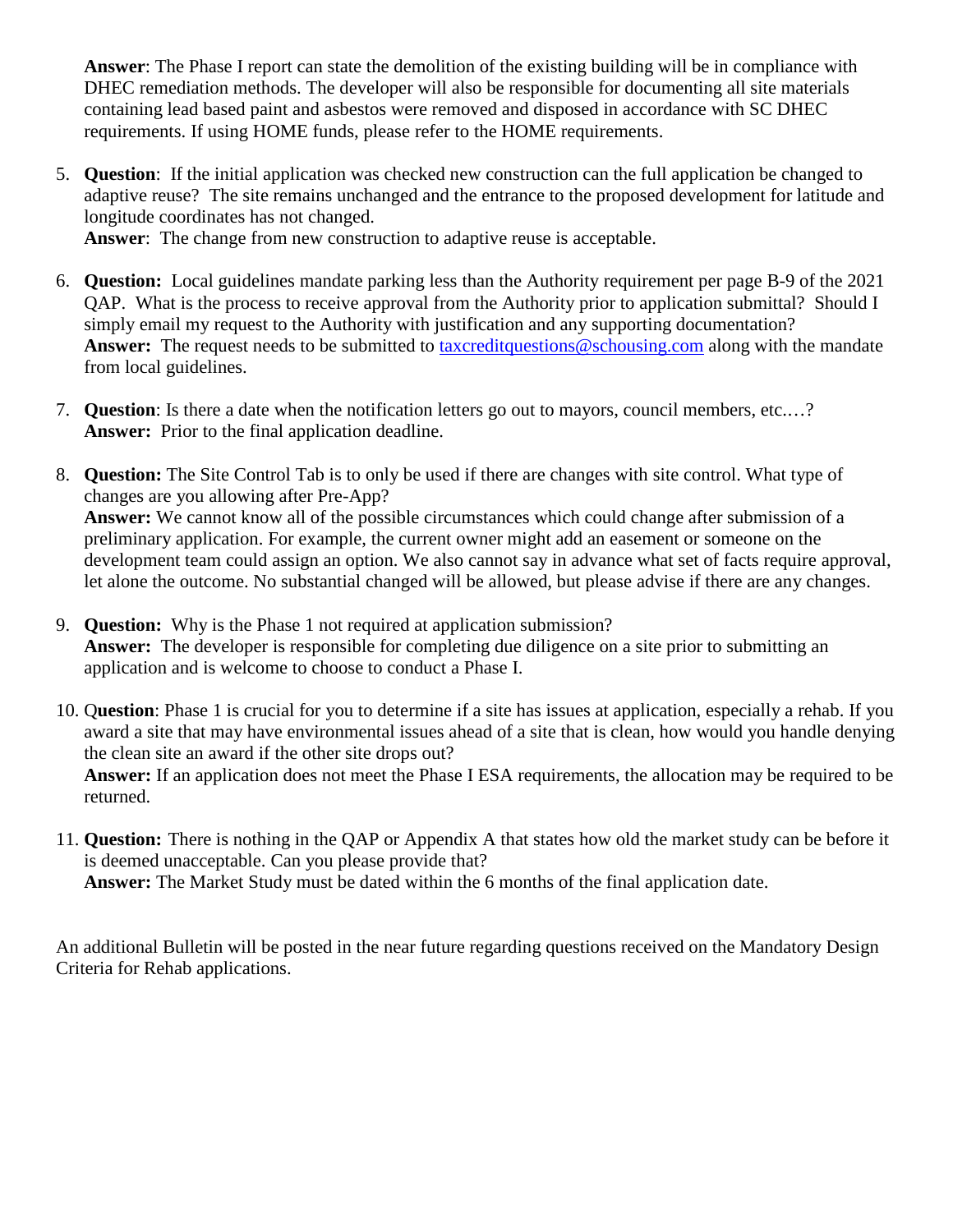**Answer**: The Phase I report can state the demolition of the existing building will be in compliance with DHEC remediation methods. The developer will also be responsible for documenting all site materials containing lead based paint and asbestos were removed and disposed in accordance with SC DHEC requirements. If using HOME funds, please refer to the HOME requirements.

5. **Question**: If the initial application was checked new construction can the full application be changed to adaptive reuse? The site remains unchanged and the entrance to the proposed development for latitude and longitude coordinates has not changed.
   **Answer**: The change from new construction to adaptive reuse is acceptable.

6. **Question:** Local guidelines mandate parking less than the Authority requirement per page B-9 of the 2021 QAP. What is the process to receive approval from the Authority prior to application submittal? Should I simply email my request to the Authority with justification and any supporting documentation?
   **Answer:** The request needs to be submitted to taxcreditquestions@schousing.com along with the mandate from local guidelines.

7. **Question**: Is there a date when the notification letters go out to mayors, council members, etc.…?
   **Answer:** Prior to the final application deadline.

8. **Question:** The Site Control Tab is to only be used if there are changes with site control. What type of changes are you allowing after Pre-App?
   **Answer:** We cannot know all of the possible circumstances which could change after submission of a preliminary application. For example, the current owner might add an easement or someone on the development team could assign an option. We also cannot say in advance what set of facts require approval, let alone the outcome. No substantial changed will be allowed, but please advise if there are any changes.

9. **Question:** Why is the Phase 1 not required at application submission?
   **Answer:** The developer is responsible for completing due diligence on a site prior to submitting an application and is welcome to choose to conduct a Phase I.

10. Q**uestion**: Phase 1 is crucial for you to determine if a site has issues at application, especially a rehab. If you award a site that may have environmental issues ahead of a site that is clean, how would you handle denying the clean site an award if the other site drops out?
    **Answer:** If an application does not meet the Phase I ESA requirements, the allocation may be required to be returned.

11. **Question:** There is nothing in the QAP or Appendix A that states how old the market study can be before it is deemed unacceptable. Can you please provide that?
    **Answer:** The Market Study must be dated within the 6 months of the final application date.

An additional Bulletin will be posted in the near future regarding questions received on the Mandatory Design Criteria for Rehab applications.